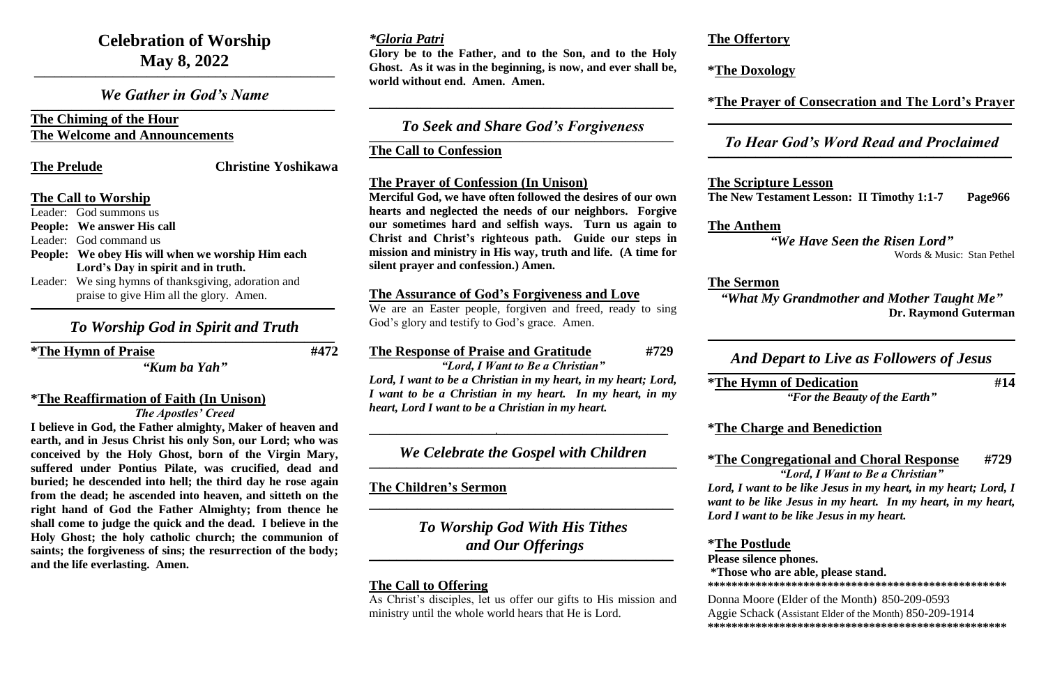# Celebration of Worship
# May 8, 2022

## *We Gather in God's Name*

**The Chiming of the Hour**

**The Welcome and Announcements**

**The Prelude** — **Christine Yoshikawa**

**The Call to Worship**

Leader: God summons us

**People: We answer His call**

Leader: God command us

**People: We obey His will when we worship Him each Lord's Day in spirit and in truth.**

Leader: We sing hymns of thanksgiving, adoration and praise to give Him all the glory. Amen.

## *To Worship God in Spirit and Truth*

**\*The Hymn of Praise** — **#472**

***"Kum ba Yah"***

**\*The Reaffirmation of Faith (In Unison)**

***The Apostles' Creed***

**I believe in God, the Father almighty, Maker of heaven and earth, and in Jesus Christ his only Son, our Lord; who was conceived by the Holy Ghost, born of the Virgin Mary, suffered under Pontius Pilate, was crucified, dead and buried; he descended into hell; the third day he rose again from the dead; he ascended into heaven, and sitteth on the right hand of God the Father Almighty; from thence he shall come to judge the quick and the dead. I believe in the Holy Ghost; the holy catholic church; the communion of saints; the forgiveness of sins; the resurrection of the body; and the life everlasting. Amen.**

***\*Gloria Patri***

**Glory be to the Father, and to the Son, and to the Holy Ghost. As it was in the beginning, is now, and ever shall be, world without end. Amen. Amen.**

## *To Seek and Share God's Forgiveness*

**The Call to Confession**

**The Prayer of Confession (In Unison)**

**Merciful God, we have often followed the desires of our own hearts and neglected the needs of our neighbors. Forgive our sometimes hard and selfish ways. Turn us again to Christ and Christ's righteous path. Guide our steps in mission and ministry in His way, truth and life. (A time for silent prayer and confession.) Amen.**

**The Assurance of God's Forgiveness and Love**

We are an Easter people, forgiven and freed, ready to sing God's glory and testify to God's grace. Amen.

**The Response of Praise and Gratitude** — **#729**

***"Lord, I Want to Be a Christian"***

***Lord, I want to be a Christian in my heart, in my heart; Lord, I want to be a Christian in my heart. In my heart, in my heart, Lord I want to be a Christian in my heart.***

## *We Celebrate the Gospel with Children*

**The Children's Sermon**

## *To Worship God With His Tithes and Our Offerings*

**The Call to Offering**

As Christ's disciples, let us offer our gifts to His mission and ministry until the whole world hears that He is Lord.

**The Offertory**

**\*The Doxology**

**\*The Prayer of Consecration and The Lord's Prayer**

## *To Hear God's Word Read and Proclaimed*

**The Scripture Lesson**

**The New Testament Lesson: II Timothy 1:1-7** — **Page966**

**The Anthem**

***"We Have Seen the Risen Lord"***

Words & Music: Stan Pethel

**The Sermon**

***"What My Grandmother and Mother Taught Me"***

**Dr. Raymond Guterman**

## *And Depart to Live as Followers of Jesus*

**\*The Hymn of Dedication** — **#14**

***"For the Beauty of the Earth"***

**\*The Charge and Benediction**

**\*The Congregational and Choral Response** — **#729**

***"Lord, I Want to Be a Christian"***

***Lord, I want to be like Jesus in my heart, in my heart; Lord, I want to be like Jesus in my heart. In my heart, in my heart, Lord I want to be like Jesus in my heart.***

**\*The Postlude**

**Please silence phones.**

**\*Those who are able, please stand.**

**************************************************

Donna Moore (Elder of the Month) 850-209-0593

Aggie Schack (Assistant Elder of the Month) 850-209-1914

**************************************************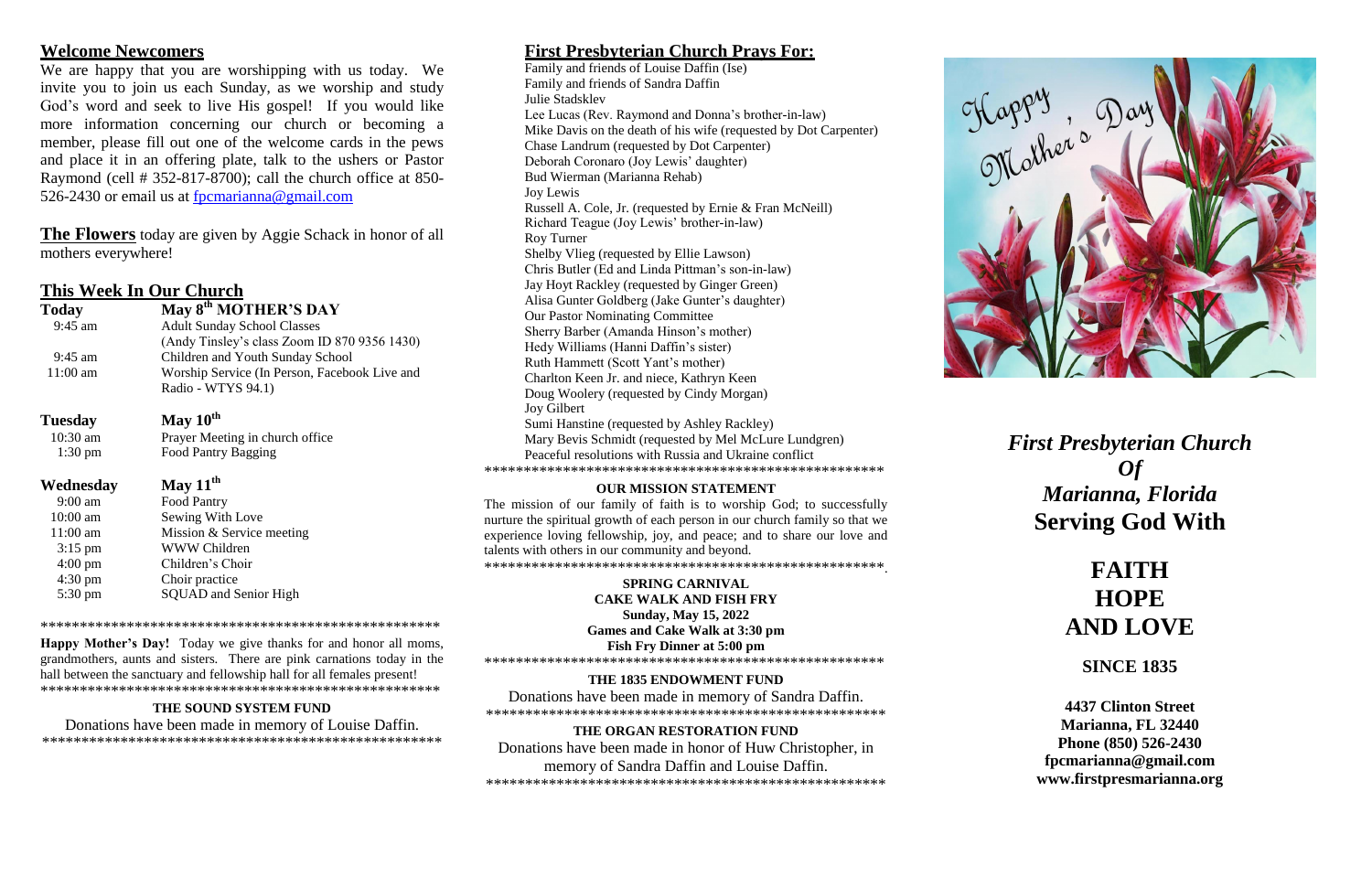## Welcome Newcomers

We are happy that you are worshipping with us today. We invite you to join us each Sunday, as we worship and study God's word and seek to live His gospel! If you would like more information concerning our church or becoming a member, please fill out one of the welcome cards in the pews and place it in an offering plate, talk to the ushers or Pastor Raymond (cell # 352-817-8700); call the church office at 850-526-2430 or email us at fpcmarianna@gmail.com

**The Flowers** today are given by Aggie Schack in honor of all mothers everywhere!

## This Week In Our Church

| | |
|---|---|
| **Today** | **May 8th MOTHER'S DAY** |
| 9:45 am | Adult Sunday School Classes (Andy Tinsley's class Zoom ID 870 9356 1430) |
| 9:45 am | Children and Youth Sunday School |
| 11:00 am | Worship Service (In Person, Facebook Live and Radio - WTYS 94.1) |
| **Tuesday** | **May 10th** |
| 10:30 am | Prayer Meeting in church office |
| 1:30 pm | Food Pantry Bagging |
| **Wednesday** | **May 11th** |
| 9:00 am | Food Pantry |
| 10:00 am | Sewing With Love |
| 11:00 am | Mission & Service meeting |
| 3:15 pm | WWW Children |
| 4:00 pm | Children's Choir |
| 4:30 pm | Choir practice |
| 5:30 pm | SQUAD and Senior High |

\*\*\*\*\*\*\*\*\*\*\*\*\*\*\*\*\*\*\*\*\*\*\*\*\*\*\*\*\*\*\*\*\*\*\*\*\*\*\*\*\*\*\*\*\*\*\*\*\*\*\*\*

**Happy Mother's Day!** Today we give thanks for and honor all moms, grandmothers, aunts and sisters. There are pink carnations today in the hall between the sanctuary and fellowship hall for all females present!

\*\*\*\*\*\*\*\*\*\*\*\*\*\*\*\*\*\*\*\*\*\*\*\*\*\*\*\*\*\*\*\*\*\*\*\*\*\*\*\*\*\*\*\*\*\*\*\*\*\*\*\*

**THE SOUND SYSTEM FUND**

Donations have been made in memory of Louise Daffin.

\*\*\*\*\*\*\*\*\*\*\*\*\*\*\*\*\*\*\*\*\*\*\*\*\*\*\*\*\*\*\*\*\*\*\*\*\*\*\*\*\*\*\*\*\*\*\*\*\*\*\*\*

## First Presbyterian Church Prays For:

Family and friends of Louise Daffin (Ise)
Family and friends of Sandra Daffin
Julie Stadsklev
Lee Lucas (Rev. Raymond and Donna's brother-in-law)
Mike Davis on the death of his wife (requested by Dot Carpenter)
Chase Landrum (requested by Dot Carpenter)
Deborah Coronaro (Joy Lewis' daughter)
Bud Wierman (Marianna Rehab)
Joy Lewis
Russell A. Cole, Jr. (requested by Ernie & Fran McNeill)
Richard Teague (Joy Lewis' brother-in-law)
Roy Turner
Shelby Vlieg (requested by Ellie Lawson)
Chris Butler (Ed and Linda Pittman's son-in-law)
Jay Hoyt Rackley (requested by Ginger Green)
Alisa Gunter Goldberg (Jake Gunter's daughter)
Our Pastor Nominating Committee
Sherry Barber (Amanda Hinson's mother)
Hedy Williams (Hanni Daffin's sister)
Ruth Hammett (Scott Yant's mother)
Charlton Keen Jr. and niece, Kathryn Keen
Doug Woolery (requested by Cindy Morgan)
Joy Gilbert
Sumi Hanstine (requested by Ashley Rackley)
Mary Bevis Schmidt (requested by Mel McLure Lundgren)
Peaceful resolutions with Russia and Ukraine conflict

\*\*\*\*\*\*\*\*\*\*\*\*\*\*\*\*\*\*\*\*\*\*\*\*\*\*\*\*\*\*\*\*\*\*\*\*\*\*\*\*\*\*\*\*\*\*\*\*\*\*\*\*

**OUR MISSION STATEMENT**

The mission of our family of faith is to worship God; to successfully nurture the spiritual growth of each person in our church family so that we experience loving fellowship, joy, and peace; and to share our love and talents with others in our community and beyond.

\*\*\*\*\*\*\*\*\*\*\*\*\*\*\*\*\*\*\*\*\*\*\*\*\*\*\*\*\*\*\*\*\*\*\*\*\*\*\*\*\*\*\*\*\*\*\*\*\*\*\*\*.

**SPRING CARNIVAL**
**CAKE WALK AND FISH FRY**
**Sunday, May 15, 2022**
**Games and Cake Walk at 3:30 pm**
**Fish Fry Dinner at 5:00 pm**

\*\*\*\*\*\*\*\*\*\*\*\*\*\*\*\*\*\*\*\*\*\*\*\*\*\*\*\*\*\*\*\*\*\*\*\*\*\*\*\*\*\*\*\*\*\*\*\*\*\*\*\*

**THE 1835 ENDOWMENT FUND**

Donations have been made in memory of Sandra Daffin.

\*\*\*\*\*\*\*\*\*\*\*\*\*\*\*\*\*\*\*\*\*\*\*\*\*\*\*\*\*\*\*\*\*\*\*\*\*\*\*\*\*\*\*\*\*\*\*\*\*\*\*\*

**THE ORGAN RESTORATION FUND**

Donations have been made in honor of Huw Christopher, in memory of Sandra Daffin and Louise Daffin.

\*\*\*\*\*\*\*\*\*\*\*\*\*\*\*\*\*\*\*\*\*\*\*\*\*\*\*\*\*\*\*\*\*\*\*\*\*\*\*\*\*\*\*\*\*\*\*\*\*\*\*\*

Happy Mother's Day

*First Presbyterian Church*
*Of*
*Marianna, Florida*
**Serving God With**

# FAITH
# HOPE
# AND LOVE

**SINCE 1835**

**4437 Clinton Street**
**Marianna, FL 32440**
**Phone (850) 526-2430**
**fpcmarianna@gmail.com**
**www.firstpresmarianna.org**